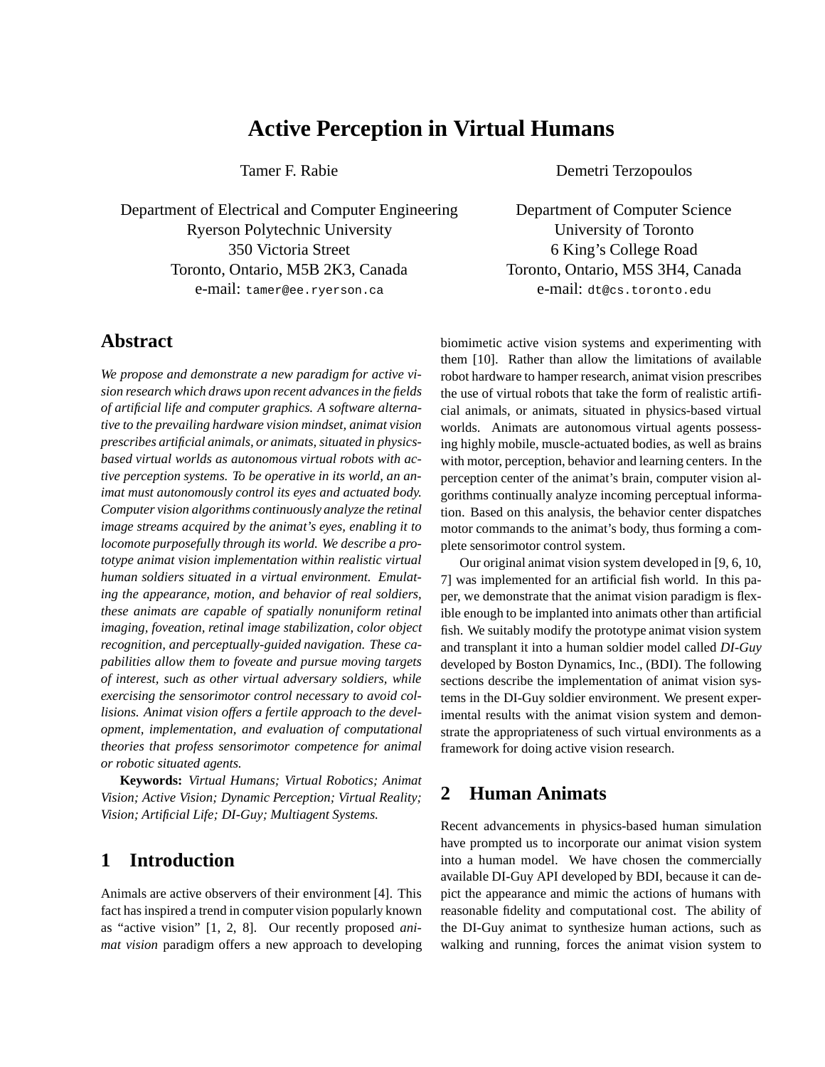# Active Perception in Virtual Humans

Tamer F. Rabie

Department of Electrical and Computer Engineering
Ryerson Polytechnic University
350 Victoria Street
Toronto, Ontario, M5B 2K3, Canada
e-mail: tamer@ee.ryerson.ca

Demetri Terzopoulos

Department of Computer Science
University of Toronto
6 King's College Road
Toronto, Ontario, M5S 3H4, Canada
e-mail: dt@cs.toronto.edu

## Abstract

*We propose and demonstrate a new paradigm for active vision research which draws upon recent advances in the fields of artificial life and computer graphics. A software alternative to the prevailing hardware vision mindset, animat vision prescribes artificial animals, or animats, situated in physics-based virtual worlds as autonomous virtual robots with active perception systems. To be operative in its world, an animat must autonomously control its eyes and actuated body. Computer vision algorithms continuously analyze the retinal image streams acquired by the animat's eyes, enabling it to locomote purposefully through its world. We describe a prototype animat vision implementation within realistic virtual human soldiers situated in a virtual environment. Emulating the appearance, motion, and behavior of real soldiers, these animats are capable of spatially nonuniform retinal imaging, foveation, retinal image stabilization, color object recognition, and perceptually-guided navigation. These capabilities allow them to foveate and pursue moving targets of interest, such as other virtual adversary soldiers, while exercising the sensorimotor control necessary to avoid collisions. Animat vision offers a fertile approach to the development, implementation, and evaluation of computational theories that profess sensorimotor competence for animal or robotic situated agents.*

**Keywords:** *Virtual Humans; Virtual Robotics; Animat Vision; Active Vision; Dynamic Perception; Virtual Reality; Vision; Artificial Life; DI-Guy; Multiagent Systems.*

## 1 Introduction

Animals are active observers of their environment [4]. This fact has inspired a trend in computer vision popularly known as "active vision" [1, 2, 8]. Our recently proposed *animat vision* paradigm offers a new approach to developing biomimetic active vision systems and experimenting with them [10]. Rather than allow the limitations of available robot hardware to hamper research, animat vision prescribes the use of virtual robots that take the form of realistic artificial animals, or animats, situated in physics-based virtual worlds. Animats are autonomous virtual agents possessing highly mobile, muscle-actuated bodies, as well as brains with motor, perception, behavior and learning centers. In the perception center of the animat's brain, computer vision algorithms continually analyze incoming perceptual information. Based on this analysis, the behavior center dispatches motor commands to the animat's body, thus forming a complete sensorimotor control system.

Our original animat vision system developed in [9, 6, 10, 7] was implemented for an artificial fish world. In this paper, we demonstrate that the animat vision paradigm is flexible enough to be implanted into animats other than artificial fish. We suitably modify the prototype animat vision system and transplant it into a human soldier model called *DI-Guy* developed by Boston Dynamics, Inc., (BDI). The following sections describe the implementation of animat vision systems in the DI-Guy soldier environment. We present experimental results with the animat vision system and demonstrate the appropriateness of such virtual environments as a framework for doing active vision research.

## 2 Human Animats

Recent advancements in physics-based human simulation have prompted us to incorporate our animat vision system into a human model. We have chosen the commercially available DI-Guy API developed by BDI, because it can depict the appearance and mimic the actions of humans with reasonable fidelity and computational cost. The ability of the DI-Guy animat to synthesize human actions, such as walking and running, forces the animat vision system to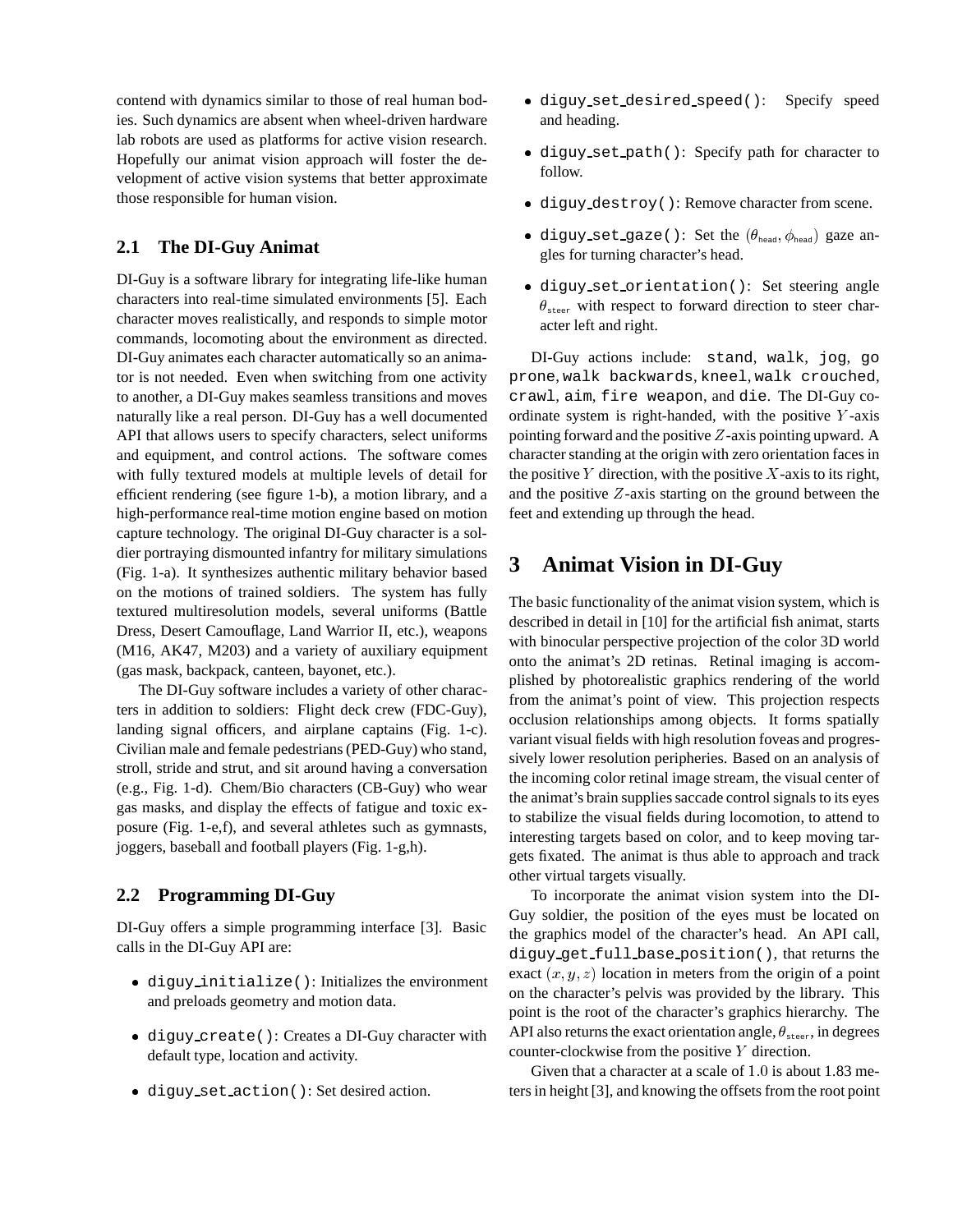contend with dynamics similar to those of real human bodies. Such dynamics are absent when wheel-driven hardware lab robots are used as platforms for active vision research. Hopefully our animat vision approach will foster the development of active vision systems that better approximate those responsible for human vision.

### 2.1 The DI-Guy Animat

DI-Guy is a software library for integrating life-like human characters into real-time simulated environments [5]. Each character moves realistically, and responds to simple motor commands, locomoting about the environment as directed. DI-Guy animates each character automatically so an animator is not needed. Even when switching from one activity to another, a DI-Guy makes seamless transitions and moves naturally like a real person. DI-Guy has a well documented API that allows users to specify characters, select uniforms and equipment, and control actions. The software comes with fully textured models at multiple levels of detail for efficient rendering (see figure 1-b), a motion library, and a high-performance real-time motion engine based on motion capture technology. The original DI-Guy character is a soldier portraying dismounted infantry for military simulations (Fig. 1-a). It synthesizes authentic military behavior based on the motions of trained soldiers. The system has fully textured multiresolution models, several uniforms (Battle Dress, Desert Camouflage, Land Warrior II, etc.), weapons (M16, AK47, M203) and a variety of auxiliary equipment (gas mask, backpack, canteen, bayonet, etc.).

The DI-Guy software includes a variety of other characters in addition to soldiers: Flight deck crew (FDC-Guy), landing signal officers, and airplane captains (Fig. 1-c). Civilian male and female pedestrians (PED-Guy) who stand, stroll, stride and strut, and sit around having a conversation (e.g., Fig. 1-d). Chem/Bio characters (CB-Guy) who wear gas masks, and display the effects of fatigue and toxic exposure (Fig. 1-e,f), and several athletes such as gymnasts, joggers, baseball and football players (Fig. 1-g,h).

### 2.2 Programming DI-Guy

DI-Guy offers a simple programming interface [3]. Basic calls in the DI-Guy API are:

- `diguy_initialize()`: Initializes the environment and preloads geometry and motion data.
- `diguy_create()`: Creates a DI-Guy character with default type, location and activity.
- `diguy_set_action()`: Set desired action.
- `diguy_set_desired_speed()`: Specify speed and heading.
- `diguy_set_path()`: Specify path for character to follow.
- `diguy_destroy()`: Remove character from scene.
- `diguy_set_gaze()`: Set the $(\theta_{\text{head}}, \phi_{\text{head}})$ gaze angles for turning character's head.
- `diguy_set_orientation()`: Set steering angle $\theta_{\text{steer}}$ with respect to forward direction to steer character left and right.

DI-Guy actions include: `stand`, `walk`, `jog`, `go prone`, `walk backwards`, `kneel`, `walk crouched`, `crawl`, `aim`, `fire weapon`, and `die`. The DI-Guy coordinate system is right-handed, with the positive $Y$-axis pointing forward and the positive $Z$-axis pointing upward. A character standing at the origin with zero orientation faces in the positive $Y$ direction, with the positive $X$-axis to its right, and the positive $Z$-axis starting on the ground between the feet and extending up through the head.

## 3 Animat Vision in DI-Guy

The basic functionality of the animat vision system, which is described in detail in [10] for the artificial fish animat, starts with binocular perspective projection of the color 3D world onto the animat's 2D retinas. Retinal imaging is accomplished by photorealistic graphics rendering of the world from the animat's point of view. This projection respects occlusion relationships among objects. It forms spatially variant visual fields with high resolution foveas and progressively lower resolution peripheries. Based on an analysis of the incoming color retinal image stream, the visual center of the animat's brain supplies saccade control signals to its eyes to stabilize the visual fields during locomotion, to attend to interesting targets based on color, and to keep moving targets fixated. The animat is thus able to approach and track other virtual targets visually.

To incorporate the animat vision system into the DI-Guy soldier, the position of the eyes must be located on the graphics model of the character's head. An API call, `diguy_get_full_base_position()`, that returns the exact $(x, y, z)$ location in meters from the origin of a point on the character's pelvis was provided by the library. This point is the root of the character's graphics hierarchy. The API also returns the exact orientation angle, $\theta_{\text{steer}}$, in degrees counter-clockwise from the positive $Y$ direction.

Given that a character at a scale of $1.0$ is about $1.83$ meters in height [3], and knowing the offsets from the root point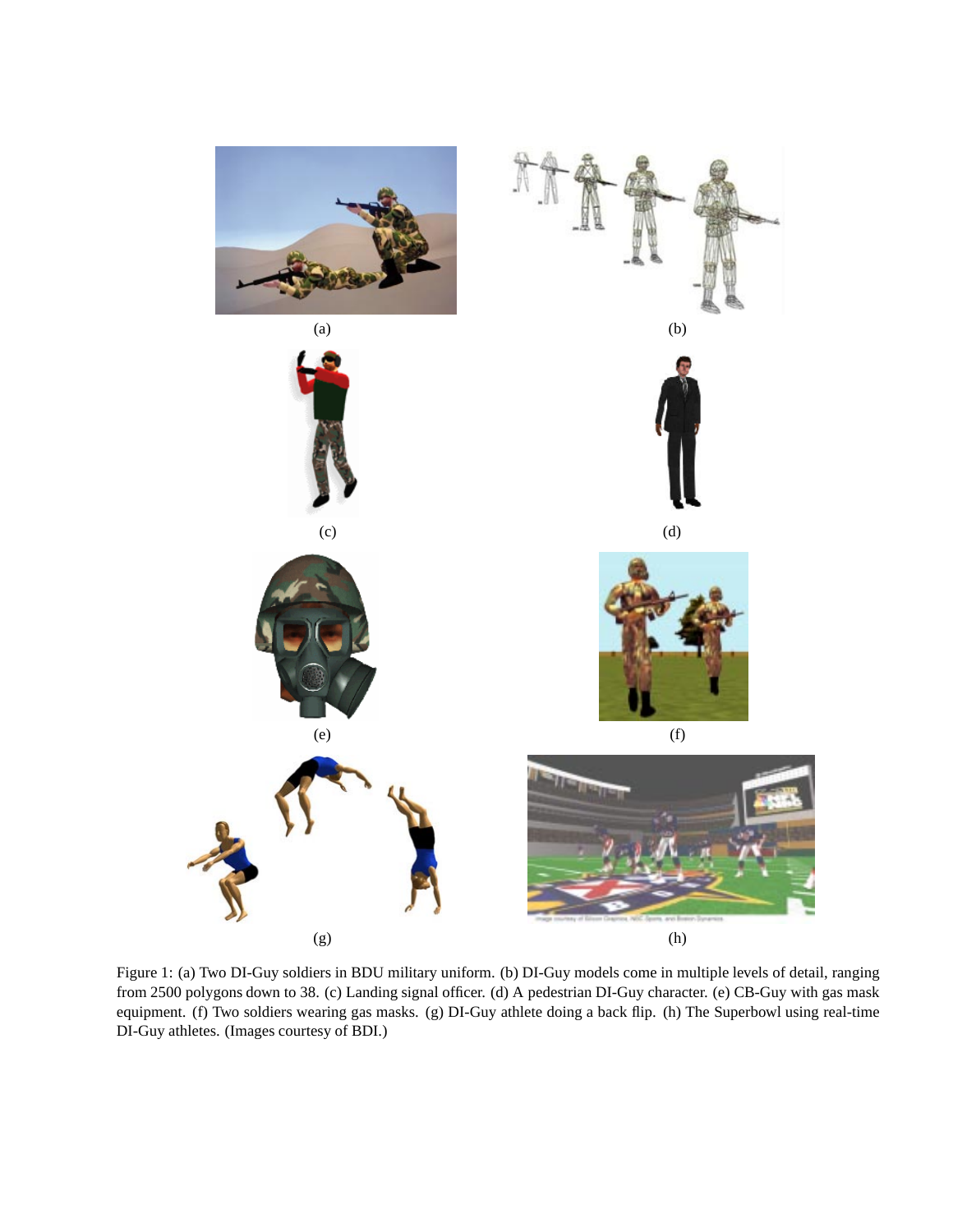(a)

(b)

(c)

(d)

(e)

(f)

(g)

(h)

Figure 1: (a) Two DI-Guy soldiers in BDU military uniform. (b) DI-Guy models come in multiple levels of detail, ranging from 2500 polygons down to 38. (c) Landing signal officer. (d) A pedestrian DI-Guy character. (e) CB-Guy with gas mask equipment. (f) Two soldiers wearing gas masks. (g) DI-Guy athlete doing a back flip. (h) The Superbowl using real-time DI-Guy athletes. (Images courtesy of BDI.)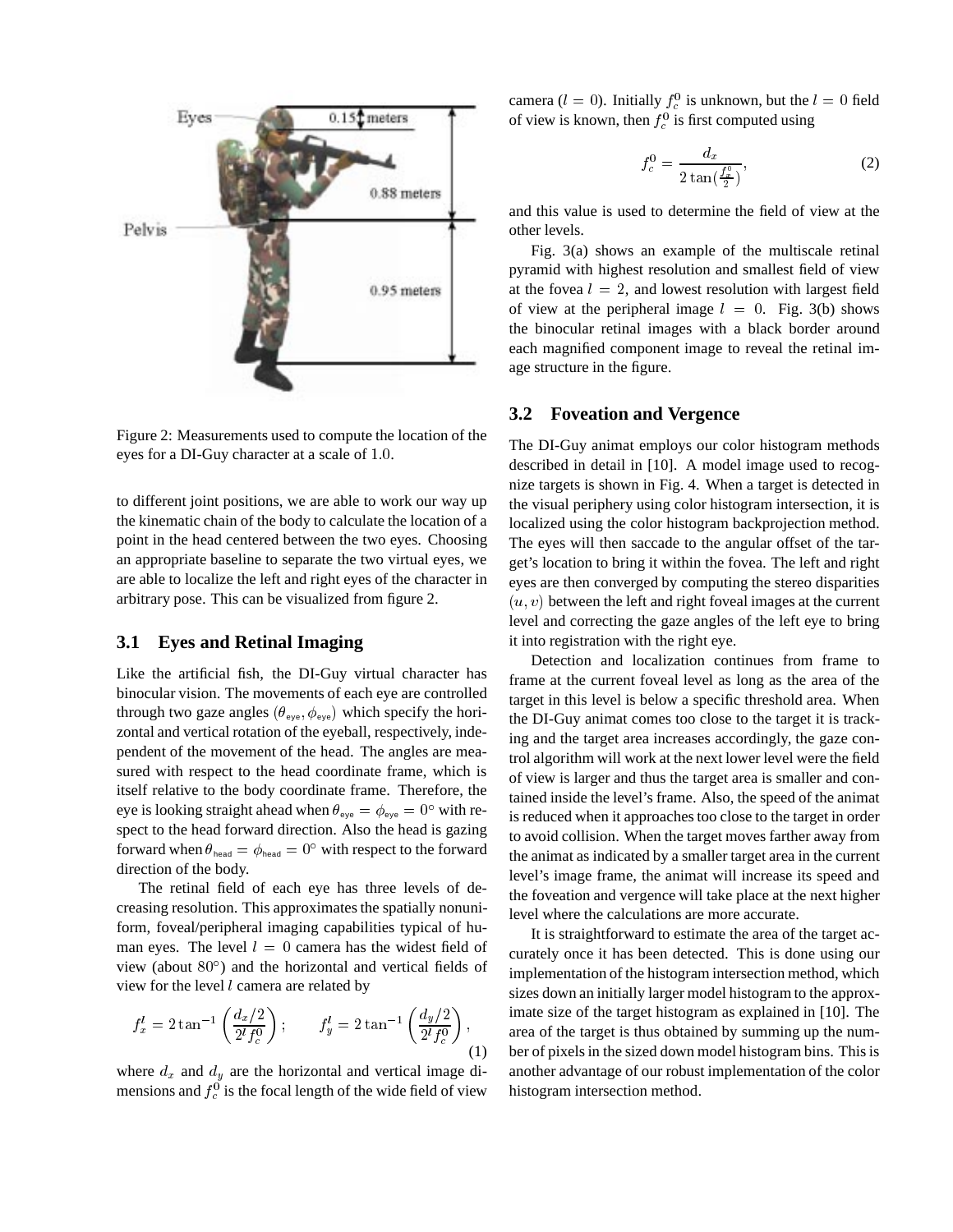Figure 2: Measurements used to compute the location of the eyes for a DI-Guy character at a scale of 1.0.

to different joint positions, we are able to work our way up the kinematic chain of the body to calculate the location of a point in the head centered between the two eyes. Choosing an appropriate baseline to separate the two virtual eyes, we are able to localize the left and right eyes of the character in arbitrary pose. This can be visualized from figure 2.

### 3.1 Eyes and Retinal Imaging

Like the artificial fish, the DI-Guy virtual character has binocular vision. The movements of each eye are controlled through two gaze angles $(\theta_{\text{eye}}, \phi_{\text{eye}})$ which specify the horizontal and vertical rotation of the eyeball, respectively, independent of the movement of the head. The angles are measured with respect to the head coordinate frame, which is itself relative to the body coordinate frame. Therefore, the eye is looking straight ahead when $\theta_{\text{eye}} = \phi_{\text{eye}} = 0^\circ$ with respect to the head forward direction. Also the head is gazing forward when $\theta_{\text{head}} = \phi_{\text{head}} = 0^\circ$ with respect to the forward direction of the body.

The retinal field of each eye has three levels of decreasing resolution. This approximates the spatially nonuniform, foveal/peripheral imaging capabilities typical of human eyes. The level $l = 0$ camera has the widest field of view (about $80^\circ$) and the horizontal and vertical fields of view for the level $l$ camera are related by

$$f_x^l = 2\tan^{-1}\left(\frac{d_x/2}{2^l f_c^0}\right); \qquad f_y^l = 2\tan^{-1}\left(\frac{d_y/2}{2^l f_c^0}\right), \tag{1}$$

where $d_x$ and $d_y$ are the horizontal and vertical image dimensions and $f_c^0$ is the focal length of the wide field of view camera ($l = 0$). Initially $f_c^0$ is unknown, but the $l = 0$ field of view is known, then $f_c^0$ is first computed using

$$f_c^0 = \frac{d_x}{2\tan(\frac{f_x^0}{2})}, \tag{2}$$

and this value is used to determine the field of view at the other levels.

Fig. 3(a) shows an example of the multiscale retinal pyramid with highest resolution and smallest field of view at the fovea $l = 2$, and lowest resolution with largest field of view at the peripheral image $l = 0$. Fig. 3(b) shows the binocular retinal images with a black border around each magnified component image to reveal the retinal image structure in the figure.

### 3.2 Foveation and Vergence

The DI-Guy animat employs our color histogram methods described in detail in [10]. A model image used to recognize targets is shown in Fig. 4. When a target is detected in the visual periphery using color histogram intersection, it is localized using the color histogram backprojection method. The eyes will then saccade to the angular offset of the target's location to bring it within the fovea. The left and right eyes are then converged by computing the stereo disparities $(u, v)$ between the left and right foveal images at the current level and correcting the gaze angles of the left eye to bring it into registration with the right eye.

Detection and localization continues from frame to frame at the current foveal level as long as the area of the target in this level is below a specific threshold area. When the DI-Guy animat comes too close to the target it is tracking and the target area increases accordingly, the gaze control algorithm will work at the next lower level were the field of view is larger and thus the target area is smaller and contained inside the level's frame. Also, the speed of the animat is reduced when it approaches too close to the target in order to avoid collision. When the target moves farther away from the animat as indicated by a smaller target area in the current level's image frame, the animat will increase its speed and the foveation and vergence will take place at the next higher level where the calculations are more accurate.

It is straightforward to estimate the area of the target accurately once it has been detected. This is done using our implementation of the histogram intersection method, which sizes down an initially larger model histogram to the approximate size of the target histogram as explained in [10]. The area of the target is thus obtained by summing up the number of pixels in the sized down model histogram bins. This is another advantage of our robust implementation of the color histogram intersection method.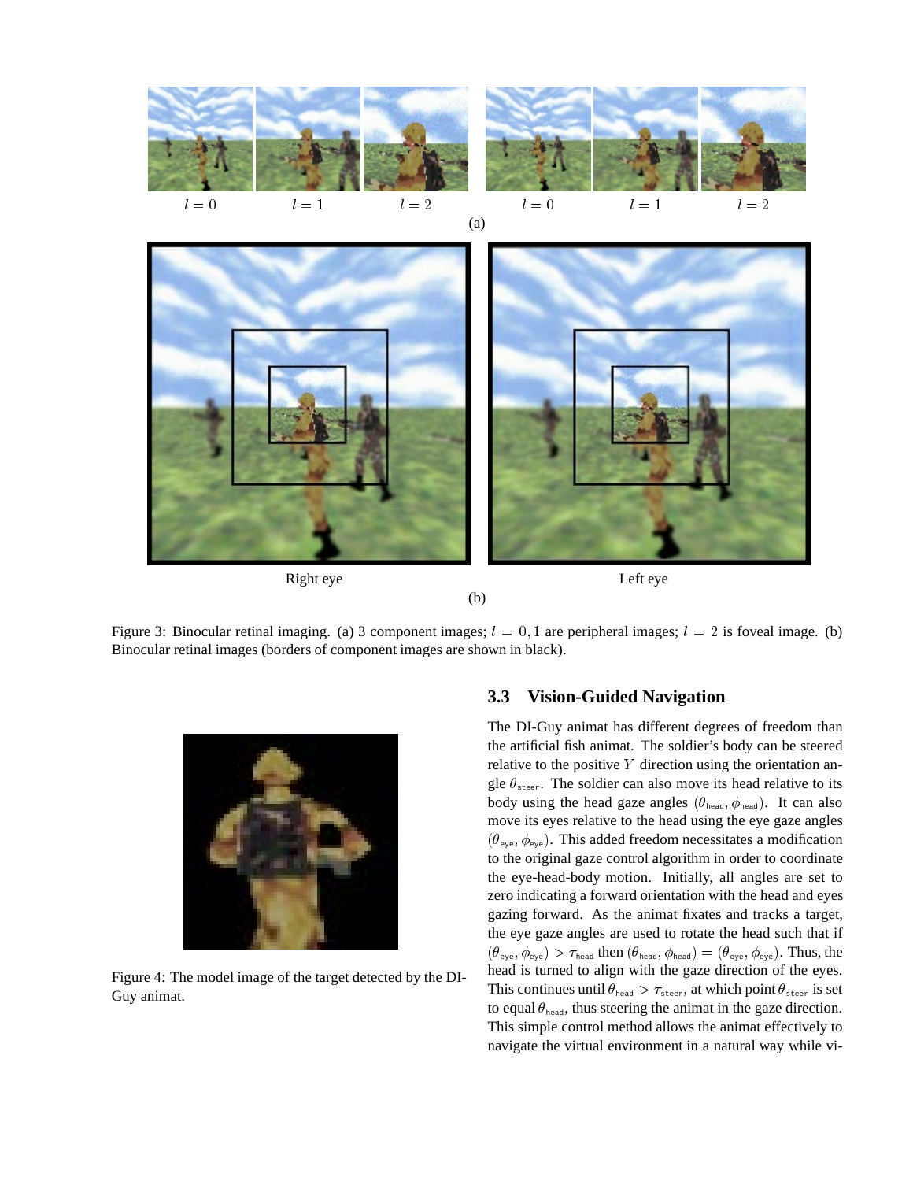$l = 0$ $l = 1$ $l = 2$ $l = 0$ $l = 1$ $l = 2$

(a)

Right eye Left eye

(b)

Figure 3: Binocular retinal imaging. (a) 3 component images; $l = 0, 1$ are peripheral images; $l = 2$ is foveal image. (b) Binocular retinal images (borders of component images are shown in black).

Figure 4: The model image of the target detected by the DI-Guy animat.

### 3.3 Vision-Guided Navigation

The DI-Guy animat has different degrees of freedom than the artificial fish animat. The soldier's body can be steered relative to the positive $Y$ direction using the orientation angle $\theta_{\text{steer}}$. The soldier can also move its head relative to its body using the head gaze angles $(\theta_{\text{head}}, \phi_{\text{head}})$. It can also move its eyes relative to the head using the eye gaze angles $(\theta_{\text{eye}}, \phi_{\text{eye}})$. This added freedom necessitates a modification to the original gaze control algorithm in order to coordinate the eye-head-body motion. Initially, all angles are set to zero indicating a forward orientation with the head and eyes gazing forward. As the animat fixates and tracks a target, the eye gaze angles are used to rotate the head such that if $(\theta_{\text{eye}}, \phi_{\text{eye}}) > \tau_{\text{head}}$ then $(\theta_{\text{head}}, \phi_{\text{head}}) = (\theta_{\text{eye}}, \phi_{\text{eye}})$. Thus, the head is turned to align with the gaze direction of the eyes. This continues until $\theta_{\text{head}} > \tau_{\text{steer}}$, at which point $\theta_{\text{steer}}$ is set to equal $\theta_{\text{head}}$, thus steering the animat in the gaze direction. This simple control method allows the animat effectively to navigate the virtual environment in a natural way while vi-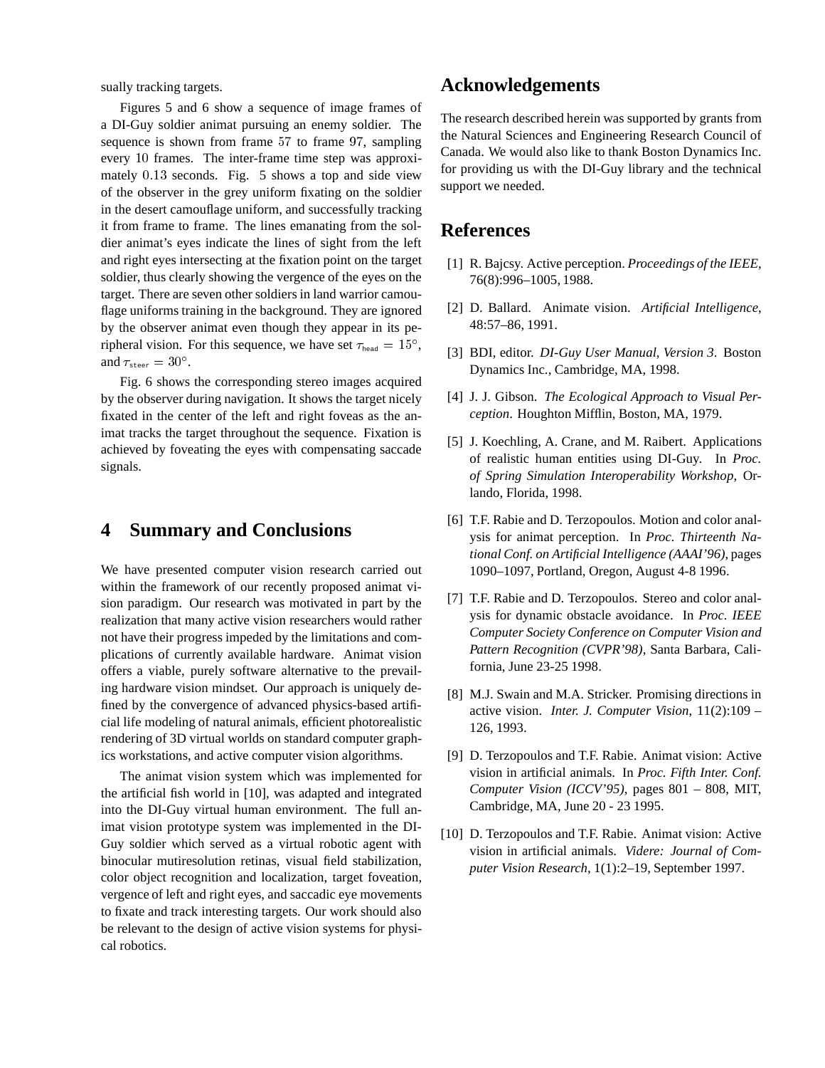sually tracking targets.

Figures 5 and 6 show a sequence of image frames of a DI-Guy soldier animat pursuing an enemy soldier. The sequence is shown from frame $57$ to frame $97$, sampling every $10$ frames. The inter-frame time step was approximately $0.13$ seconds. Fig. 5 shows a top and side view of the observer in the grey uniform fixating on the soldier in the desert camouflage uniform, and successfully tracking it from frame to frame. The lines emanating from the soldier animat's eyes indicate the lines of sight from the left and right eyes intersecting at the fixation point on the target soldier, thus clearly showing the vergence of the eyes on the target. There are seven other soldiers in land warrior camouflage uniforms training in the background. They are ignored by the observer animat even though they appear in its peripheral vision. For this sequence, we have set $\tau_{\text{head}} = 15^{\circ}$, and $\tau_{\text{steer}} = 30^{\circ}$.

Fig. 6 shows the corresponding stereo images acquired by the observer during navigation. It shows the target nicely fixated in the center of the left and right foveas as the animat tracks the target throughout the sequence. Fixation is achieved by foveating the eyes with compensating saccade signals.

## 4 Summary and Conclusions

We have presented computer vision research carried out within the framework of our recently proposed animat vision paradigm. Our research was motivated in part by the realization that many active vision researchers would rather not have their progress impeded by the limitations and complications of currently available hardware. Animat vision offers a viable, purely software alternative to the prevailing hardware vision mindset. Our approach is uniquely defined by the convergence of advanced physics-based artificial life modeling of natural animals, efficient photorealistic rendering of 3D virtual worlds on standard computer graphics workstations, and active computer vision algorithms.

The animat vision system which was implemented for the artificial fish world in [10], was adapted and integrated into the DI-Guy virtual human environment. The full animat vision prototype system was implemented in the DI-Guy soldier which served as a virtual robotic agent with binocular mutiresolution retinas, visual field stabilization, color object recognition and localization, target foveation, vergence of left and right eyes, and saccadic eye movements to fixate and track interesting targets. Our work should also be relevant to the design of active vision systems for physical robotics.

## Acknowledgements

The research described herein was supported by grants from the Natural Sciences and Engineering Research Council of Canada. We would also like to thank Boston Dynamics Inc. for providing us with the DI-Guy library and the technical support we needed.

## References

[1] R. Bajcsy. Active perception. *Proceedings of the IEEE*, 76(8):996–1005, 1988.

[2] D. Ballard. Animate vision. *Artificial Intelligence*, 48:57–86, 1991.

[3] BDI, editor. *DI-Guy User Manual, Version 3*. Boston Dynamics Inc., Cambridge, MA, 1998.

[4] J. J. Gibson. *The Ecological Approach to Visual Perception*. Houghton Mifflin, Boston, MA, 1979.

[5] J. Koechling, A. Crane, and M. Raibert. Applications of realistic human entities using DI-Guy. In *Proc. of Spring Simulation Interoperability Workshop*, Orlando, Florida, 1998.

[6] T.F. Rabie and D. Terzopoulos. Motion and color analysis for animat perception. In *Proc. Thirteenth National Conf. on Artificial Intelligence (AAAI'96)*, pages 1090–1097, Portland, Oregon, August 4-8 1996.

[7] T.F. Rabie and D. Terzopoulos. Stereo and color analysis for dynamic obstacle avoidance. In *Proc. IEEE Computer Society Conference on Computer Vision and Pattern Recognition (CVPR'98)*, Santa Barbara, California, June 23-25 1998.

[8] M.J. Swain and M.A. Stricker. Promising directions in active vision. *Inter. J. Computer Vision*, 11(2):109 – 126, 1993.

[9] D. Terzopoulos and T.F. Rabie. Animat vision: Active vision in artificial animals. In *Proc. Fifth Inter. Conf. Computer Vision (ICCV'95)*, pages 801 – 808, MIT, Cambridge, MA, June 20 - 23 1995.

[10] D. Terzopoulos and T.F. Rabie. Animat vision: Active vision in artificial animals. *Videre: Journal of Computer Vision Research*, 1(1):2–19, September 1997.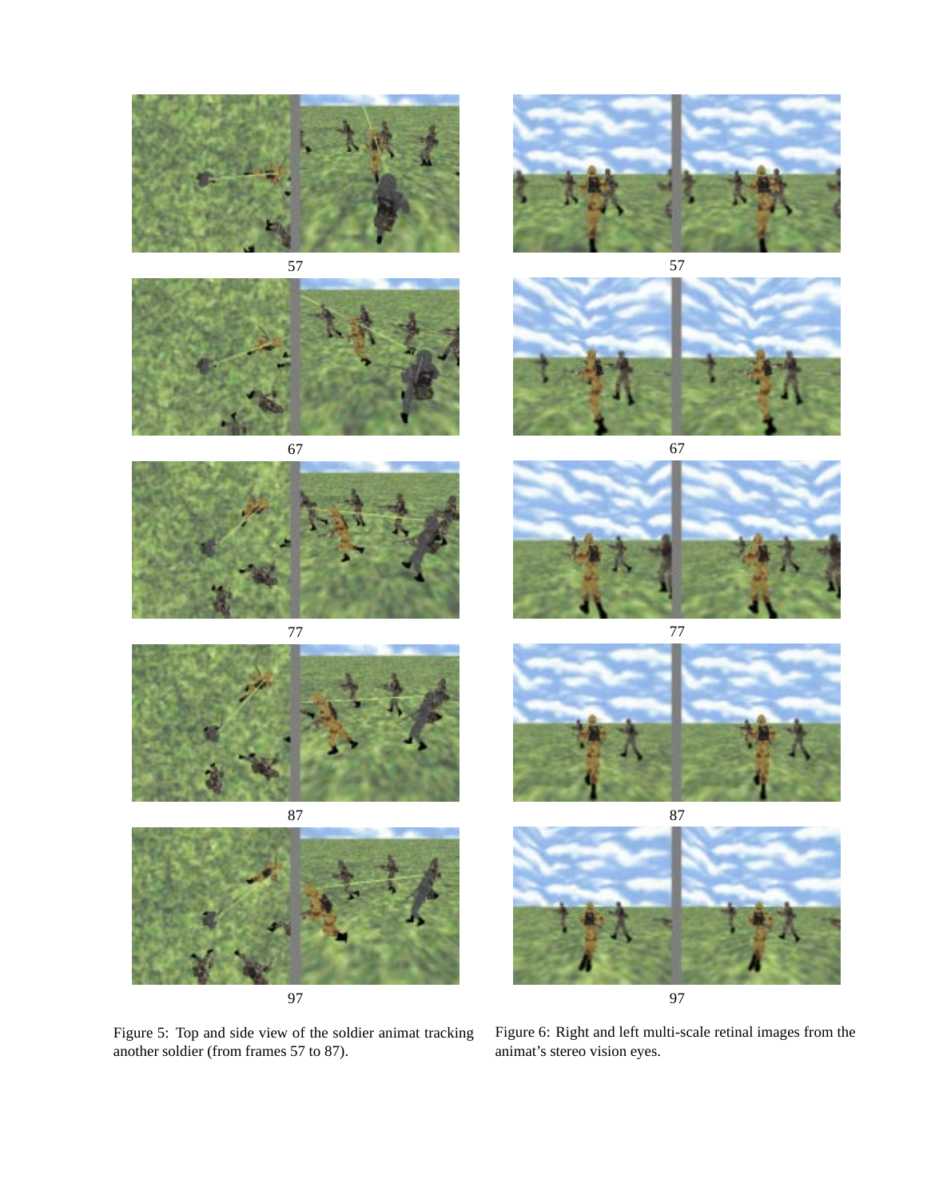57

67

77

87

97

Figure 5: Top and side view of the soldier animat tracking another soldier (from frames 57 to 87).

57

67

77

87

97

Figure 6: Right and left multi-scale retinal images from the animat's stereo vision eyes.